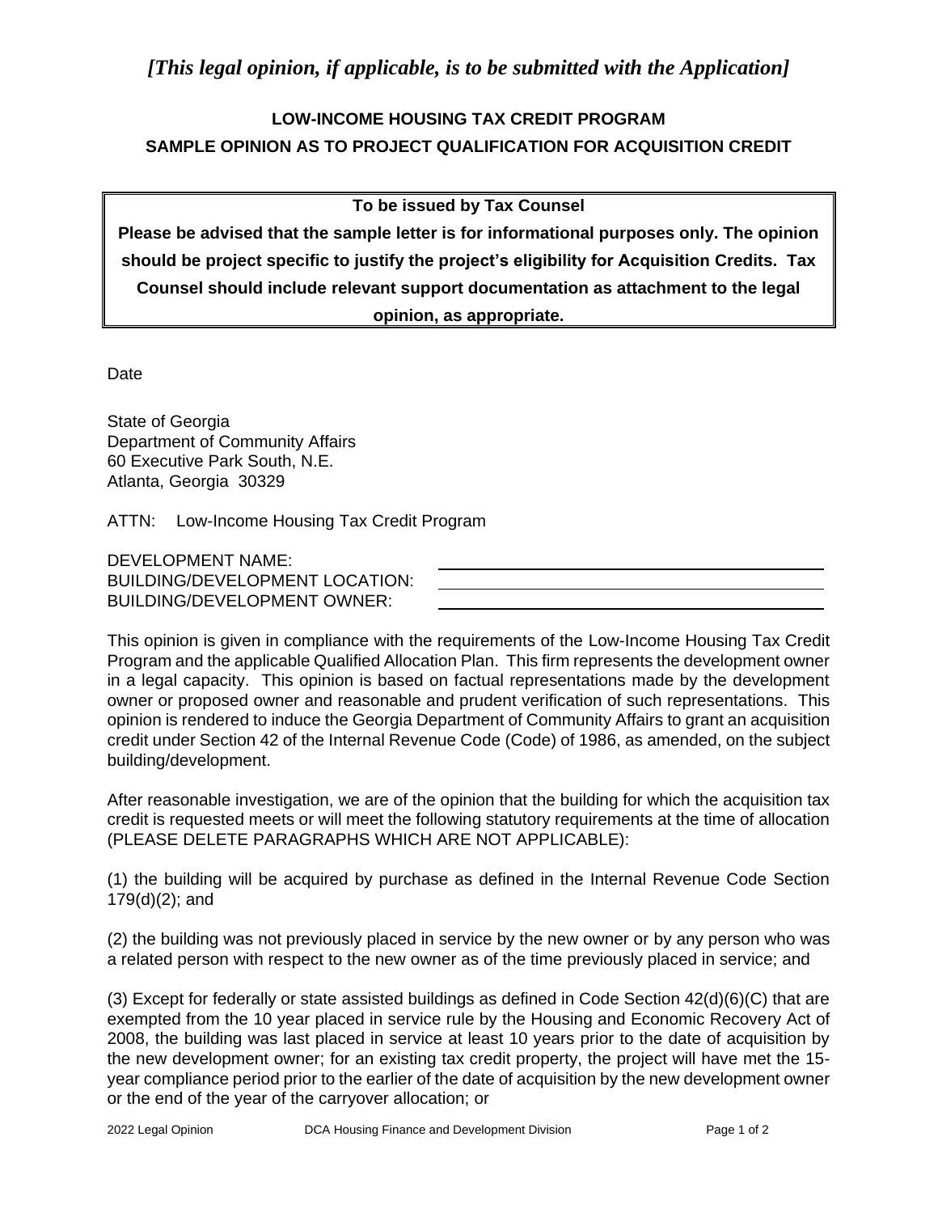*[This legal opinion, if applicable, is to be submitted with the Application]*

**LOW-INCOME HOUSING TAX CREDIT PROGRAM**

**SAMPLE OPINION AS TO PROJECT QUALIFICATION FOR ACQUISITION CREDIT**

> **To be issued by Tax Counsel**
>
> **Please be advised that the sample letter is for informational purposes only. The opinion should be project specific to justify the project's eligibility for Acquisition Credits. Tax Counsel should include relevant support documentation as attachment to the legal opinion, as appropriate.**

Date

State of Georgia
Department of Community Affairs
60 Executive Park South, N.E.
Atlanta, Georgia 30329

ATTN: Low-Income Housing Tax Credit Program

DEVELOPMENT NAME: \_\_\_\_\_\_\_\_\_\_\_\_\_\_\_\_\_\_\_\_\_\_\_\_\_\_\_\_\_\_
BUILDING/DEVELOPMENT LOCATION: \_\_\_\_\_\_\_\_\_\_\_\_\_\_\_\_\_\_\_\_\_\_\_\_\_\_\_\_\_\_
BUILDING/DEVELOPMENT OWNER: \_\_\_\_\_\_\_\_\_\_\_\_\_\_\_\_\_\_\_\_\_\_\_\_\_\_\_\_\_\_

This opinion is given in compliance with the requirements of the Low-Income Housing Tax Credit Program and the applicable Qualified Allocation Plan. This firm represents the development owner in a legal capacity. This opinion is based on factual representations made by the development owner or proposed owner and reasonable and prudent verification of such representations. This opinion is rendered to induce the Georgia Department of Community Affairs to grant an acquisition credit under Section 42 of the Internal Revenue Code (Code) of 1986, as amended, on the subject building/development.

After reasonable investigation, we are of the opinion that the building for which the acquisition tax credit is requested meets or will meet the following statutory requirements at the time of allocation (PLEASE DELETE PARAGRAPHS WHICH ARE NOT APPLICABLE):

(1) the building will be acquired by purchase as defined in the Internal Revenue Code Section 179(d)(2); and

(2) the building was not previously placed in service by the new owner or by any person who was a related person with respect to the new owner as of the time previously placed in service; and

(3) Except for federally or state assisted buildings as defined in Code Section 42(d)(6)(C) that are exempted from the 10 year placed in service rule by the Housing and Economic Recovery Act of 2008, the building was last placed in service at least 10 years prior to the date of acquisition by the new development owner; for an existing tax credit property, the project will have met the 15-year compliance period prior to the earlier of the date of acquisition by the new development owner or the end of the year of the carryover allocation; or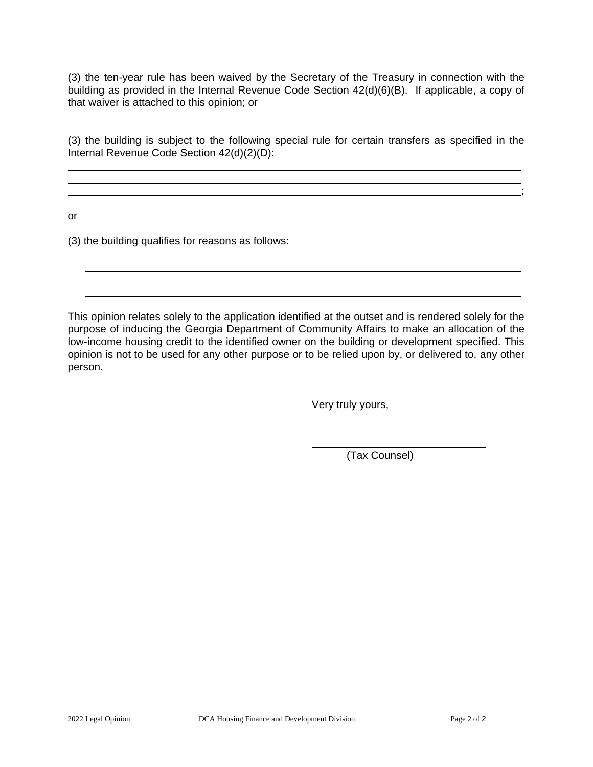(3) the ten-year rule has been waived by the Secretary of the Treasury in connection with the building as provided in the Internal Revenue Code Section 42(d)(6)(B). If applicable, a copy of that waiver is attached to this opinion; or

(3) the building is subject to the following special rule for certain transfers as specified in the Internal Revenue Code Section 42(d)(2)(D):

\_\_\_\_\_\_\_\_\_\_\_\_\_\_\_\_\_\_\_\_\_\_\_\_\_\_\_\_\_\_\_\_\_\_\_\_\_\_\_\_\_\_\_\_\_\_\_\_\_\_\_\_\_\_\_\_\_\_\_\_\_\_\_\_\_\_\_\_\_\_\_\_\_\_\_\_\_\_

\_\_\_\_\_\_\_\_\_\_\_\_\_\_\_\_\_\_\_\_\_\_\_\_\_\_\_\_\_\_\_\_\_\_\_\_\_\_\_\_\_\_\_\_\_\_\_\_\_\_\_\_\_\_\_\_\_\_\_\_\_\_\_\_\_\_\_\_\_\_\_\_\_\_\_\_\_\_

\_\_\_\_\_\_\_\_\_\_\_\_\_\_\_\_\_\_\_\_\_\_\_\_\_\_\_\_\_\_\_\_\_\_\_\_\_\_\_\_\_\_\_\_\_\_\_\_\_\_\_\_\_\_\_\_\_\_\_\_\_\_\_\_\_\_\_\_\_\_\_\_\_\_\_\_\_\_;

or

(3) the building qualifies for reasons as follows:

\_\_\_\_\_\_\_\_\_\_\_\_\_\_\_\_\_\_\_\_\_\_\_\_\_\_\_\_\_\_\_\_\_\_\_\_\_\_\_\_\_\_\_\_\_\_\_\_\_\_\_\_\_\_\_\_\_\_\_\_\_\_\_\_\_\_\_\_\_\_\_\_\_\_\_\_

\_\_\_\_\_\_\_\_\_\_\_\_\_\_\_\_\_\_\_\_\_\_\_\_\_\_\_\_\_\_\_\_\_\_\_\_\_\_\_\_\_\_\_\_\_\_\_\_\_\_\_\_\_\_\_\_\_\_\_\_\_\_\_\_\_\_\_\_\_\_\_\_\_\_\_\_

\_\_\_\_\_\_\_\_\_\_\_\_\_\_\_\_\_\_\_\_\_\_\_\_\_\_\_\_\_\_\_\_\_\_\_\_\_\_\_\_\_\_\_\_\_\_\_\_\_\_\_\_\_\_\_\_\_\_\_\_\_\_\_\_\_\_\_\_\_\_\_\_\_\_\_\_

This opinion relates solely to the application identified at the outset and is rendered solely for the purpose of inducing the Georgia Department of Community Affairs to make an allocation of the low-income housing credit to the identified owner on the building or development specified. This opinion is not to be used for any other purpose or to be relied upon by, or delivered to, any other person.

Very truly yours,

\_\_\_\_\_\_\_\_\_\_\_\_\_\_\_\_\_\_\_\_\_\_\_\_\_\_\_\_\_\_

(Tax Counsel)